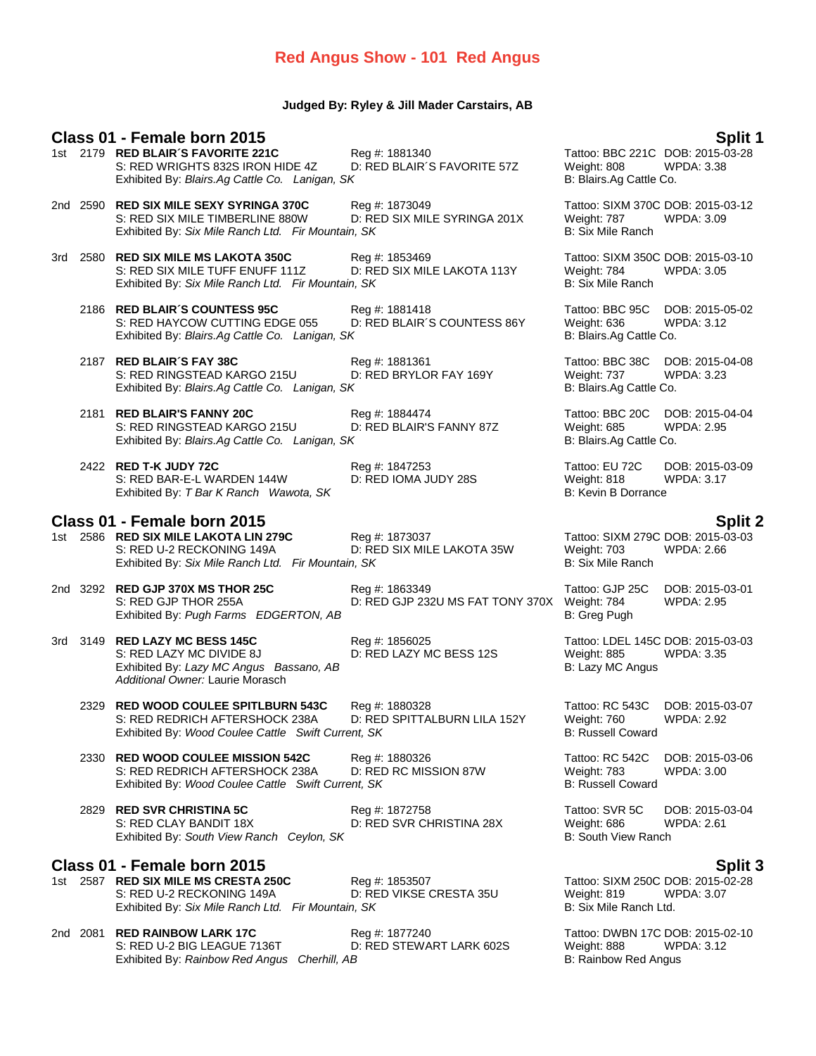# Red Angus Show - 101 Red Angus

**Judged By: Ryley & Jill Mader Carstairs, AB**

## Class 01 - Female born 2015 — Split 1

1st 2179 **RED BLAIR´S FAVORITE 221C** Reg #: 1881340 Tattoo: BBC 221C DOB: 2015-03-28
S: RED WRIGHTS 832S IRON HIDE 4Z D: RED BLAIR´S FAVORITE 57Z Weight: 808 WPDA: 3.38
Exhibited By: *Blairs.Ag Cattle Co. Lanigan, SK* B: Blairs.Ag Cattle Co.

2nd 2590 **RED SIX MILE SEXY SYRINGA 370C** Reg #: 1873049 Tattoo: SIXM 370C DOB: 2015-03-12
S: RED SIX MILE TIMBERLINE 880W D: RED SIX MILE SYRINGA 201X Weight: 787 WPDA: 3.09
Exhibited By: *Six Mile Ranch Ltd. Fir Mountain, SK* B: Six Mile Ranch

3rd 2580 **RED SIX MILE MS LAKOTA 350C** Reg #: 1853469 Tattoo: SIXM 350C DOB: 2015-03-10
S: RED SIX MILE TUFF ENUFF 111Z D: RED SIX MILE LAKOTA 113Y Weight: 784 WPDA: 3.05
Exhibited By: *Six Mile Ranch Ltd. Fir Mountain, SK* B: Six Mile Ranch

2186 **RED BLAIR´S COUNTESS 95C** Reg #: 1881418 Tattoo: BBC 95C DOB: 2015-05-02
S: RED HAYCOW CUTTING EDGE 055 D: RED BLAIR´S COUNTESS 86Y Weight: 636 WPDA: 3.12
Exhibited By: *Blairs.Ag Cattle Co. Lanigan, SK* B: Blairs.Ag Cattle Co.

2187 **RED BLAIR´S FAY 38C** Reg #: 1881361 Tattoo: BBC 38C DOB: 2015-04-08
S: RED RINGSTEAD KARGO 215U D: RED BRYLOR FAY 169Y Weight: 737 WPDA: 3.23
Exhibited By: *Blairs.Ag Cattle Co. Lanigan, SK* B: Blairs.Ag Cattle Co.

2181 **RED BLAIR'S FANNY 20C** Reg #: 1884474 Tattoo: BBC 20C DOB: 2015-04-04
S: RED RINGSTEAD KARGO 215U D: RED BLAIR'S FANNY 87Z Weight: 685 WPDA: 2.95
Exhibited By: *Blairs.Ag Cattle Co. Lanigan, SK* B: Blairs.Ag Cattle Co.

2422 **RED T-K JUDY 72C** Reg #: 1847253 Tattoo: EU 72C DOB: 2015-03-09
S: RED BAR-E-L WARDEN 144W D: RED IOMA JUDY 28S Weight: 818 WPDA: 3.17
Exhibited By: *T Bar K Ranch Wawota, SK* B: Kevin B Dorrance

## Class 01 - Female born 2015 — Split 2

1st 2586 **RED SIX MILE LAKOTA LIN 279C** Reg #: 1873037 Tattoo: SIXM 279C DOB: 2015-03-03
S: RED U-2 RECKONING 149A D: RED SIX MILE LAKOTA 35W Weight: 703 WPDA: 2.66
Exhibited By: *Six Mile Ranch Ltd. Fir Mountain, SK* B: Six Mile Ranch

2nd 3292 **RED GJP 370X MS THOR 25C** Reg #: 1863349 Tattoo: GJP 25C DOB: 2015-03-01
S: RED GJP THOR 255A D: RED GJP 232U MS FAT TONY 370X Weight: 784 WPDA: 2.95
Exhibited By: *Pugh Farms EDGERTON, AB* B: Greg Pugh

3rd 3149 **RED LAZY MC BESS 145C** Reg #: 1856025 Tattoo: LDEL 145C DOB: 2015-03-03
S: RED LAZY MC DIVIDE 8J D: RED LAZY MC BESS 12S Weight: 885 WPDA: 3.35
Exhibited By: *Lazy MC Angus Bassano, AB* B: Lazy MC Angus
*Additional Owner:* Laurie Morasch

2329 **RED WOOD COULEE SPITLBURN 543C** Reg #: 1880328 Tattoo: RC 543C DOB: 2015-03-07
S: RED REDRICH AFTERSHOCK 238A D: RED SPITTALBURN LILA 152Y Weight: 760 WPDA: 2.92
Exhibited By: *Wood Coulee Cattle Swift Current, SK* B: Russell Coward

2330 **RED WOOD COULEE MISSION 542C** Reg #: 1880326 Tattoo: RC 542C DOB: 2015-03-06
S: RED REDRICH AFTERSHOCK 238A D: RED RC MISSION 87W Weight: 783 WPDA: 3.00
Exhibited By: *Wood Coulee Cattle Swift Current, SK* B: Russell Coward

2829 **RED SVR CHRISTINA 5C** Reg #: 1872758 Tattoo: SVR 5C DOB: 2015-03-04
S: RED CLAY BANDIT 18X D: RED SVR CHRISTINA 28X Weight: 686 WPDA: 2.61
Exhibited By: *South View Ranch Ceylon, SK* B: South View Ranch

## Class 01 - Female born 2015 — Split 3

1st 2587 **RED SIX MILE MS CRESTA 250C** Reg #: 1853507 Tattoo: SIXM 250C DOB: 2015-02-28
S: RED U-2 RECKONING 149A D: RED VIKSE CRESTA 35U Weight: 819 WPDA: 3.07
Exhibited By: *Six Mile Ranch Ltd. Fir Mountain, SK* B: Six Mile Ranch Ltd.

2nd 2081 **RED RAINBOW LARK 17C** Reg #: 1877240 Tattoo: DWBN 17C DOB: 2015-02-10
S: RED U-2 BIG LEAGUE 7136T D: RED STEWART LARK 602S Weight: 888 WPDA: 3.12
Exhibited By: *Rainbow Red Angus Cherhill, AB* B: Rainbow Red Angus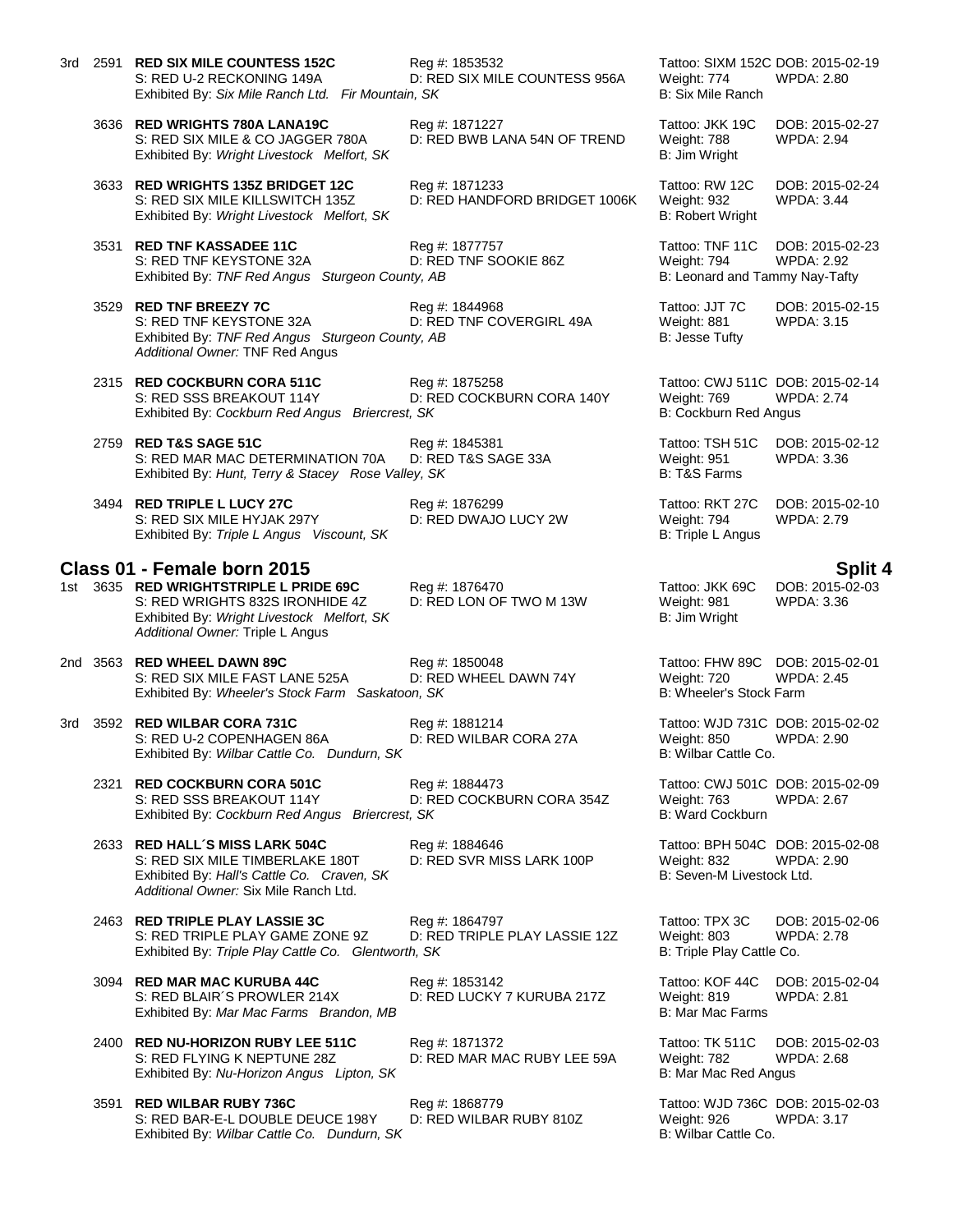3rd 2591 **RED SIX MILE COUNTESS 152C** Reg #: 1853532 Tattoo: SIXM 152C DOB: 2015-02-19
S: RED U-2 RECKONING 149A D: RED SIX MILE COUNTESS 956A Weight: 774 WPDA: 2.80
Exhibited By: *Six Mile Ranch Ltd. Fir Mountain, SK* B: Six Mile Ranch

3636 **RED WRIGHTS 780A LANA19C** Reg #: 1871227 Tattoo: JKK 19C DOB: 2015-02-27
S: RED SIX MILE & CO JAGGER 780A D: RED BWB LANA 54N OF TREND Weight: 788 WPDA: 2.94
Exhibited By: *Wright Livestock Melfort, SK* B: Jim Wright

3633 **RED WRIGHTS 135Z BRIDGET 12C** Reg #: 1871233 Tattoo: RW 12C DOB: 2015-02-24
S: RED SIX MILE KILLSWITCH 135Z D: RED HANDFORD BRIDGET 1006K Weight: 932 WPDA: 3.44
Exhibited By: *Wright Livestock Melfort, SK* B: Robert Wright

3531 **RED TNF KASSADEE 11C** Reg #: 1877757 Tattoo: TNF 11C DOB: 2015-02-23
S: RED TNF KEYSTONE 32A D: RED TNF SOOKIE 86Z Weight: 794 WPDA: 2.92
Exhibited By: *TNF Red Angus Sturgeon County, AB* B: Leonard and Tammy Nay-Tafty

3529 **RED TNF BREEZY 7C** Reg #: 1844968 Tattoo: JJT 7C DOB: 2015-02-15
S: RED TNF KEYSTONE 32A D: RED TNF COVERGIRL 49A Weight: 881 WPDA: 3.15
Exhibited By: *TNF Red Angus Sturgeon County, AB* B: Jesse Tufty
*Additional Owner:* TNF Red Angus

2315 **RED COCKBURN CORA 511C** Reg #: 1875258 Tattoo: CWJ 511C DOB: 2015-02-14
S: RED SSS BREAKOUT 114Y D: RED COCKBURN CORA 140Y Weight: 769 WPDA: 2.74
Exhibited By: *Cockburn Red Angus Briercrest, SK* B: Cockburn Red Angus

2759 **RED T&S SAGE 51C** Reg #: 1845381 Tattoo: TSH 51C DOB: 2015-02-12
S: RED MAR MAC DETERMINATION 70A D: RED T&S SAGE 33A Weight: 951 WPDA: 3.36
Exhibited By: *Hunt, Terry & Stacey Rose Valley, SK* B: T&S Farms

3494 **RED TRIPLE L LUCY 27C** Reg #: 1876299 Tattoo: RKT 27C DOB: 2015-02-10
S: RED SIX MILE HYJAK 297Y D: RED DWAJO LUCY 2W Weight: 794 WPDA: 2.79
Exhibited By: *Triple L Angus Viscount, SK* B: Triple L Angus

## Class 01 - Female born 2015 — Split 4

1st 3635 **RED WRIGHTSTRIPLE L PRIDE 69C** Reg #: 1876470 Tattoo: JKK 69C DOB: 2015-02-03
S: RED WRIGHTS 832S IRONHIDE 4Z D: RED LON OF TWO M 13W Weight: 981 WPDA: 3.36
Exhibited By: *Wright Livestock Melfort, SK* B: Jim Wright
*Additional Owner:* Triple L Angus

2nd 3563 **RED WHEEL DAWN 89C** Reg #: 1850048 Tattoo: FHW 89C DOB: 2015-02-01
S: RED SIX MILE FAST LANE 525A D: RED WHEEL DAWN 74Y Weight: 720 WPDA: 2.45
Exhibited By: *Wheeler's Stock Farm Saskatoon, SK* B: Wheeler's Stock Farm

3rd 3592 **RED WILBAR CORA 731C** Reg #: 1881214 Tattoo: WJD 731C DOB: 2015-02-02
S: RED U-2 COPENHAGEN 86A D: RED WILBAR CORA 27A Weight: 850 WPDA: 2.90
Exhibited By: *Wilbar Cattle Co. Dundurn, SK* B: Wilbar Cattle Co.

2321 **RED COCKBURN CORA 501C** Reg #: 1884473 Tattoo: CWJ 501C DOB: 2015-02-09
S: RED SSS BREAKOUT 114Y D: RED COCKBURN CORA 354Z Weight: 763 WPDA: 2.67
Exhibited By: *Cockburn Red Angus Briercrest, SK* B: Ward Cockburn

2633 **RED HALL´S MISS LARK 504C** Reg #: 1884646 Tattoo: BPH 504C DOB: 2015-02-08
S: RED SIX MILE TIMBERLAKE 180T D: RED SVR MISS LARK 100P Weight: 832 WPDA: 2.90
Exhibited By: *Hall's Cattle Co. Craven, SK* B: Seven-M Livestock Ltd.
*Additional Owner:* Six Mile Ranch Ltd.

2463 **RED TRIPLE PLAY LASSIE 3C** Reg #: 1864797 Tattoo: TPX 3C DOB: 2015-02-06
S: RED TRIPLE PLAY GAME ZONE 9Z D: RED TRIPLE PLAY LASSIE 12Z Weight: 803 WPDA: 2.78
Exhibited By: *Triple Play Cattle Co. Glentworth, SK* B: Triple Play Cattle Co.

3094 **RED MAR MAC KURUBA 44C** Reg #: 1853142 Tattoo: KOF 44C DOB: 2015-02-04
S: RED BLAIR´S PROWLER 214X D: RED LUCKY 7 KURUBA 217Z Weight: 819 WPDA: 2.81
Exhibited By: *Mar Mac Farms Brandon, MB* B: Mar Mac Farms

2400 **RED NU-HORIZON RUBY LEE 511C** Reg #: 1871372 Tattoo: TK 511C DOB: 2015-02-03
S: RED FLYING K NEPTUNE 28Z D: RED MAR MAC RUBY LEE 59A Weight: 782 WPDA: 2.68
Exhibited By: *Nu-Horizon Angus Lipton, SK* B: Mar Mac Red Angus

3591 **RED WILBAR RUBY 736C** Reg #: 1868779 Tattoo: WJD 736C DOB: 2015-02-03
S: RED BAR-E-L DOUBLE DEUCE 198Y D: RED WILBAR RUBY 810Z Weight: 926 WPDA: 3.17
Exhibited By: *Wilbar Cattle Co. Dundurn, SK* B: Wilbar Cattle Co.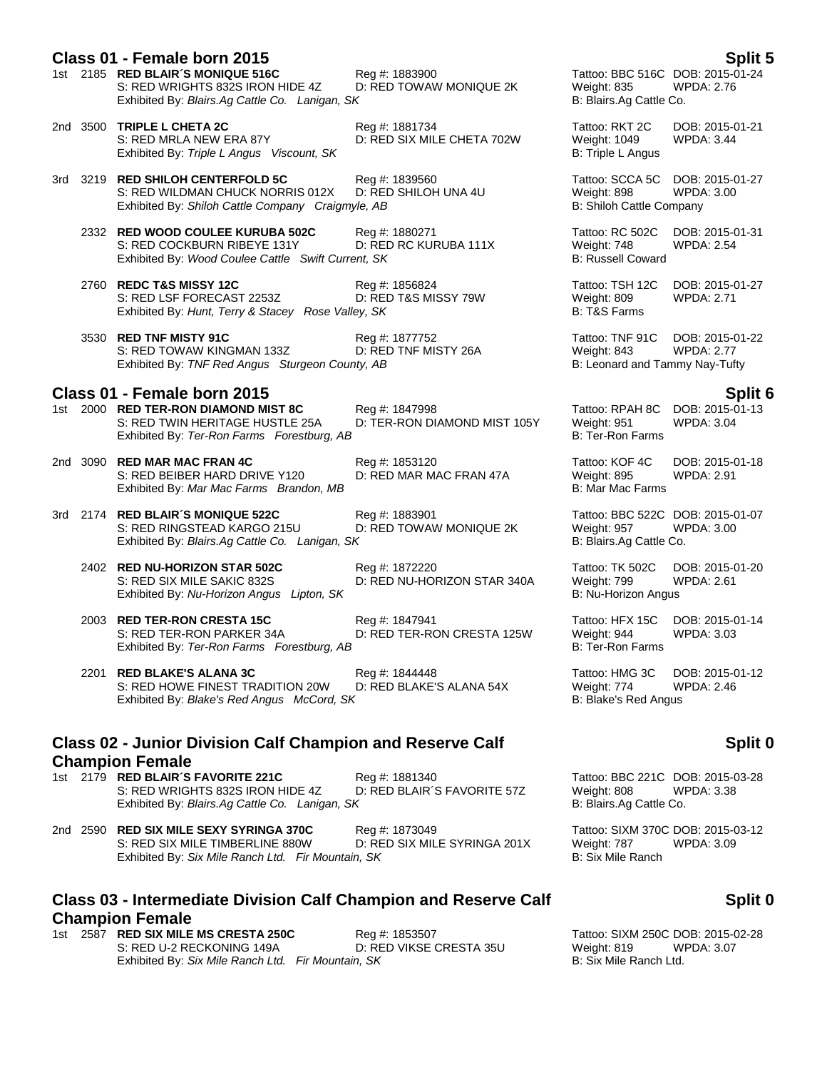## Class 01 - Female born 2015 Split 5

1st 2185 **RED BLAIR´S MONIQUE 516C** Reg #: 1883900 Tattoo: BBC 516C DOB: 2015-01-24
S: RED WRIGHTS 832S IRON HIDE 4Z D: RED TOWAW MONIQUE 2K Weight: 835 WPDA: 2.76
Exhibited By: *Blairs.Ag Cattle Co. Lanigan, SK* B: Blairs.Ag Cattle Co.

2nd 3500 **TRIPLE L CHETA 2C** Reg #: 1881734 Tattoo: RKT 2C DOB: 2015-01-21
S: RED MRLA NEW ERA 87Y D: RED SIX MILE CHETA 702W Weight: 1049 WPDA: 3.44
Exhibited By: *Triple L Angus Viscount, SK* B: Triple L Angus

3rd 3219 **RED SHILOH CENTERFOLD 5C** Reg #: 1839560 Tattoo: SCCA 5C DOB: 2015-01-27
S: RED WILDMAN CHUCK NORRIS 012X D: RED SHILOH UNA 4U Weight: 898 WPDA: 3.00
Exhibited By: *Shiloh Cattle Company Craigmyle, AB* B: Shiloh Cattle Company

2332 **RED WOOD COULEE KURUBA 502C** Reg #: 1880271 Tattoo: RC 502C DOB: 2015-01-31
S: RED COCKBURN RIBEYE 131Y D: RED RC KURUBA 111X Weight: 748 WPDA: 2.54
Exhibited By: *Wood Coulee Cattle Swift Current, SK* B: Russell Coward

2760 **REDC T&S MISSY 12C** Reg #: 1856824 Tattoo: TSH 12C DOB: 2015-01-27
S: RED LSF FORECAST 2253Z D: RED T&S MISSY 79W Weight: 809 WPDA: 2.71
Exhibited By: *Hunt, Terry & Stacey Rose Valley, SK* B: T&S Farms

3530 **RED TNF MISTY 91C** Reg #: 1877752 Tattoo: TNF 91C DOB: 2015-01-22
S: RED TOWAW KINGMAN 133Z D: RED TNF MISTY 26A Weight: 843 WPDA: 2.77
Exhibited By: *TNF Red Angus Sturgeon County, AB* B: Leonard and Tammy Nay-Tufty

## Class 01 - Female born 2015 Split 6

1st 2000 **RED TER-RON DIAMOND MIST 8C** Reg #: 1847998 Tattoo: RPAH 8C DOB: 2015-01-13
S: RED TWIN HERITAGE HUSTLE 25A D: TER-RON DIAMOND MIST 105Y Weight: 951 WPDA: 3.04
Exhibited By: *Ter-Ron Farms Forestburg, AB* B: Ter-Ron Farms

2nd 3090 **RED MAR MAC FRAN 4C** Reg #: 1853120 Tattoo: KOF 4C DOB: 2015-01-18
S: RED BEIBER HARD DRIVE Y120 D: RED MAR MAC FRAN 47A Weight: 895 WPDA: 2.91
Exhibited By: *Mar Mac Farms Brandon, MB* B: Mar Mac Farms

3rd 2174 **RED BLAIR´S MONIQUE 522C** Reg #: 1883901 Tattoo: BBC 522C DOB: 2015-01-07
S: RED RINGSTEAD KARGO 215U D: RED TOWAW MONIQUE 2K Weight: 957 WPDA: 3.00
Exhibited By: *Blairs.Ag Cattle Co. Lanigan, SK* B: Blairs.Ag Cattle Co.

2402 **RED NU-HORIZON STAR 502C** Reg #: 1872220 Tattoo: TK 502C DOB: 2015-01-20
S: RED SIX MILE SAKIC 832S D: RED NU-HORIZON STAR 340A Weight: 799 WPDA: 2.61
Exhibited By: *Nu-Horizon Angus Lipton, SK* B: Nu-Horizon Angus

2003 **RED TER-RON CRESTA 15C** Reg #: 1847941 Tattoo: HFX 15C DOB: 2015-01-14
S: RED TER-RON PARKER 34A D: RED TER-RON CRESTA 125W Weight: 944 WPDA: 3.03
Exhibited By: *Ter-Ron Farms Forestburg, AB* B: Ter-Ron Farms

2201 **RED BLAKE'S ALANA 3C** Reg #: 1844448 Tattoo: HMG 3C DOB: 2015-01-12
S: RED HOWE FINEST TRADITION 20W D: RED BLAKE'S ALANA 54X Weight: 774 WPDA: 2.46
Exhibited By: *Blake's Red Angus McCord, SK* B: Blake's Red Angus

## Class 02 - Junior Division Calf Champion and Reserve Calf Champion Female Split 0

1st 2179 **RED BLAIR´S FAVORITE 221C** Reg #: 1881340 Tattoo: BBC 221C DOB: 2015-03-28
S: RED WRIGHTS 832S IRON HIDE 4Z D: RED BLAIR´S FAVORITE 57Z Weight: 808 WPDA: 3.38
Exhibited By: *Blairs.Ag Cattle Co. Lanigan, SK* B: Blairs.Ag Cattle Co.

2nd 2590 **RED SIX MILE SEXY SYRINGA 370C** Reg #: 1873049 Tattoo: SIXM 370C DOB: 2015-03-12
S: RED SIX MILE TIMBERLINE 880W D: RED SIX MILE SYRINGA 201X Weight: 787 WPDA: 3.09
Exhibited By: *Six Mile Ranch Ltd. Fir Mountain, SK* B: Six Mile Ranch

## Class 03 - Intermediate Division Calf Champion and Reserve Calf Champion Female Split 0

1st 2587 **RED SIX MILE MS CRESTA 250C** Reg #: 1853507 Tattoo: SIXM 250C DOB: 2015-02-28
S: RED U-2 RECKONING 149A D: RED VIKSE CRESTA 35U Weight: 819 WPDA: 3.07
Exhibited By: *Six Mile Ranch Ltd. Fir Mountain, SK* B: Six Mile Ranch Ltd.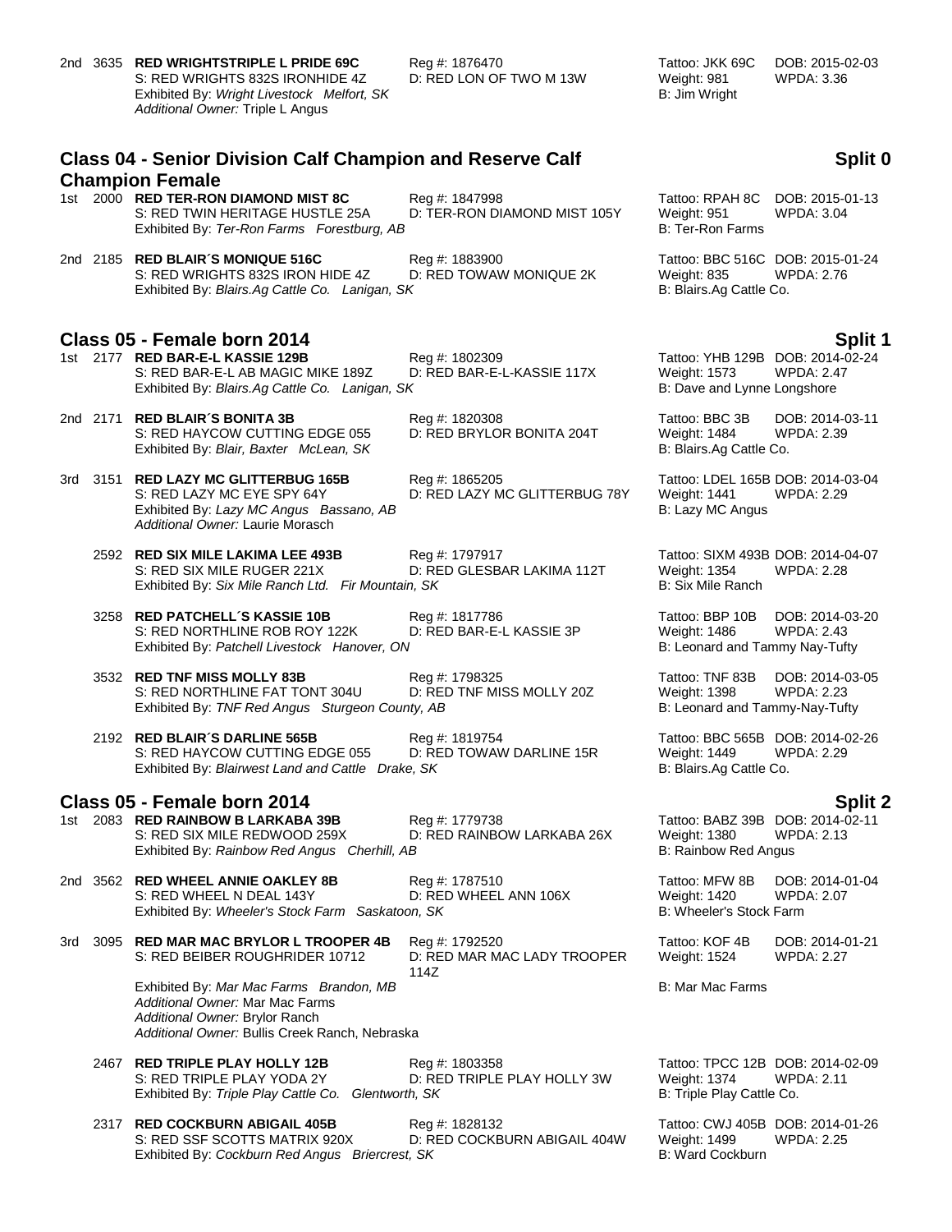2nd 3635 **RED WRIGHTSTRIPLE L PRIDE 69C** Reg #: 1876470 Tattoo: JKK 69C DOB: 2015-02-03
S: RED WRIGHTS 832S IRONHIDE 4Z D: RED LON OF TWO M 13W Weight: 981 WPDA: 3.36
Exhibited By: *Wright Livestock Melfort, SK* B: Jim Wright
*Additional Owner:* Triple L Angus

## Class 04 - Senior Division Calf Champion and Reserve Calf Champion Female

**Split 0**

1st 2000 **RED TER-RON DIAMOND MIST 8C** Reg #: 1847998 Tattoo: RPAH 8C DOB: 2015-01-13
S: RED TWIN HERITAGE HUSTLE 25A D: TER-RON DIAMOND MIST 105Y Weight: 951 WPDA: 3.04
Exhibited By: *Ter-Ron Farms Forestburg, AB* B: Ter-Ron Farms

2nd 2185 **RED BLAIR´S MONIQUE 516C** Reg #: 1883900 Tattoo: BBC 516C DOB: 2015-01-24
S: RED WRIGHTS 832S IRON HIDE 4Z D: RED TOWAW MONIQUE 2K Weight: 835 WPDA: 2.76
Exhibited By: *Blairs.Ag Cattle Co. Lanigan, SK* B: Blairs.Ag Cattle Co.

## Class 05 - Female born 2014

**Split 1**

1st 2177 **RED BAR-E-L KASSIE 129B** Reg #: 1802309 Tattoo: YHB 129B DOB: 2014-02-24
S: RED BAR-E-L AB MAGIC MIKE 189Z D: RED BAR-E-L-KASSIE 117X Weight: 1573 WPDA: 2.47
Exhibited By: *Blairs.Ag Cattle Co. Lanigan, SK* B: Dave and Lynne Longshore

2nd 2171 **RED BLAIR´S BONITA 3B** Reg #: 1820308 Tattoo: BBC 3B DOB: 2014-03-11
S: RED HAYCOW CUTTING EDGE 055 D: RED BRYLOR BONITA 204T Weight: 1484 WPDA: 2.39
Exhibited By: *Blair, Baxter McLean, SK* B: Blairs.Ag Cattle Co.

3rd 3151 **RED LAZY MC GLITTERBUG 165B** Reg #: 1865205 Tattoo: LDEL 165B DOB: 2014-03-04
S: RED LAZY MC EYE SPY 64Y D: RED LAZY MC GLITTERBUG 78Y Weight: 1441 WPDA: 2.29
Exhibited By: *Lazy MC Angus Bassano, AB* B: Lazy MC Angus
*Additional Owner:* Laurie Morasch

2592 **RED SIX MILE LAKIMA LEE 493B** Reg #: 1797917 Tattoo: SIXM 493B DOB: 2014-04-07
S: RED SIX MILE RUGER 221X D: RED GLESBAR LAKIMA 112T Weight: 1354 WPDA: 2.28
Exhibited By: *Six Mile Ranch Ltd. Fir Mountain, SK* B: Six Mile Ranch

3258 **RED PATCHELL´S KASSIE 10B** Reg #: 1817786 Tattoo: BBP 10B DOB: 2014-03-20
S: RED NORTHLINE ROB ROY 122K D: RED BAR-E-L KASSIE 3P Weight: 1486 WPDA: 2.43
Exhibited By: *Patchell Livestock Hanover, ON* B: Leonard and Tammy Nay-Tufty

3532 **RED TNF MISS MOLLY 83B** Reg #: 1798325 Tattoo: TNF 83B DOB: 2014-03-05
S: RED NORTHLINE FAT TONT 304U D: RED TNF MISS MOLLY 20Z Weight: 1398 WPDA: 2.23
Exhibited By: *TNF Red Angus Sturgeon County, AB* B: Leonard and Tammy-Nay-Tufty

2192 **RED BLAIR´S DARLINE 565B** Reg #: 1819754 Tattoo: BBC 565B DOB: 2014-02-26
S: RED HAYCOW CUTTING EDGE 055 D: RED TOWAW DARLINE 15R Weight: 1449 WPDA: 2.29
Exhibited By: *Blairwest Land and Cattle Drake, SK* B: Blairs.Ag Cattle Co.

## Class 05 - Female born 2014

**Split 2**

1st 2083 **RED RAINBOW B LARKABA 39B** Reg #: 1779738 Tattoo: BABZ 39B DOB: 2014-02-11
S: RED SIX MILE REDWOOD 259X D: RED RAINBOW LARKABA 26X Weight: 1380 WPDA: 2.13
Exhibited By: *Rainbow Red Angus Cherhill, AB* B: Rainbow Red Angus

2nd 3562 **RED WHEEL ANNIE OAKLEY 8B** Reg #: 1787510 Tattoo: MFW 8B DOB: 2014-01-04
S: RED WHEEL N DEAL 143Y D: RED WHEEL ANN 106X Weight: 1420 WPDA: 2.07
Exhibited By: *Wheeler's Stock Farm Saskatoon, SK* B: Wheeler's Stock Farm

3rd 3095 **RED MAR MAC BRYLOR L TROOPER 4B** Reg #: 1792520 Tattoo: KOF 4B DOB: 2014-01-21
S: RED BEIBER ROUGHRIDER 10712 D: RED MAR MAC LADY TROOPER 114Z Weight: 1524 WPDA: 2.27
Exhibited By: *Mar Mac Farms Brandon, MB* B: Mar Mac Farms
*Additional Owner:* Mar Mac Farms
*Additional Owner:* Brylor Ranch
*Additional Owner:* Bullis Creek Ranch, Nebraska

2467 **RED TRIPLE PLAY HOLLY 12B** Reg #: 1803358 Tattoo: TPCC 12B DOB: 2014-02-09
S: RED TRIPLE PLAY YODA 2Y D: RED TRIPLE PLAY HOLLY 3W Weight: 1374 WPDA: 2.11
Exhibited By: *Triple Play Cattle Co. Glentworth, SK* B: Triple Play Cattle Co.

2317 **RED COCKBURN ABIGAIL 405B** Reg #: 1828132 Tattoo: CWJ 405B DOB: 2014-01-26
S: RED SSF SCOTTS MATRIX 920X D: RED COCKBURN ABIGAIL 404W Weight: 1499 WPDA: 2.25
Exhibited By: *Cockburn Red Angus Briercrest, SK* B: Ward Cockburn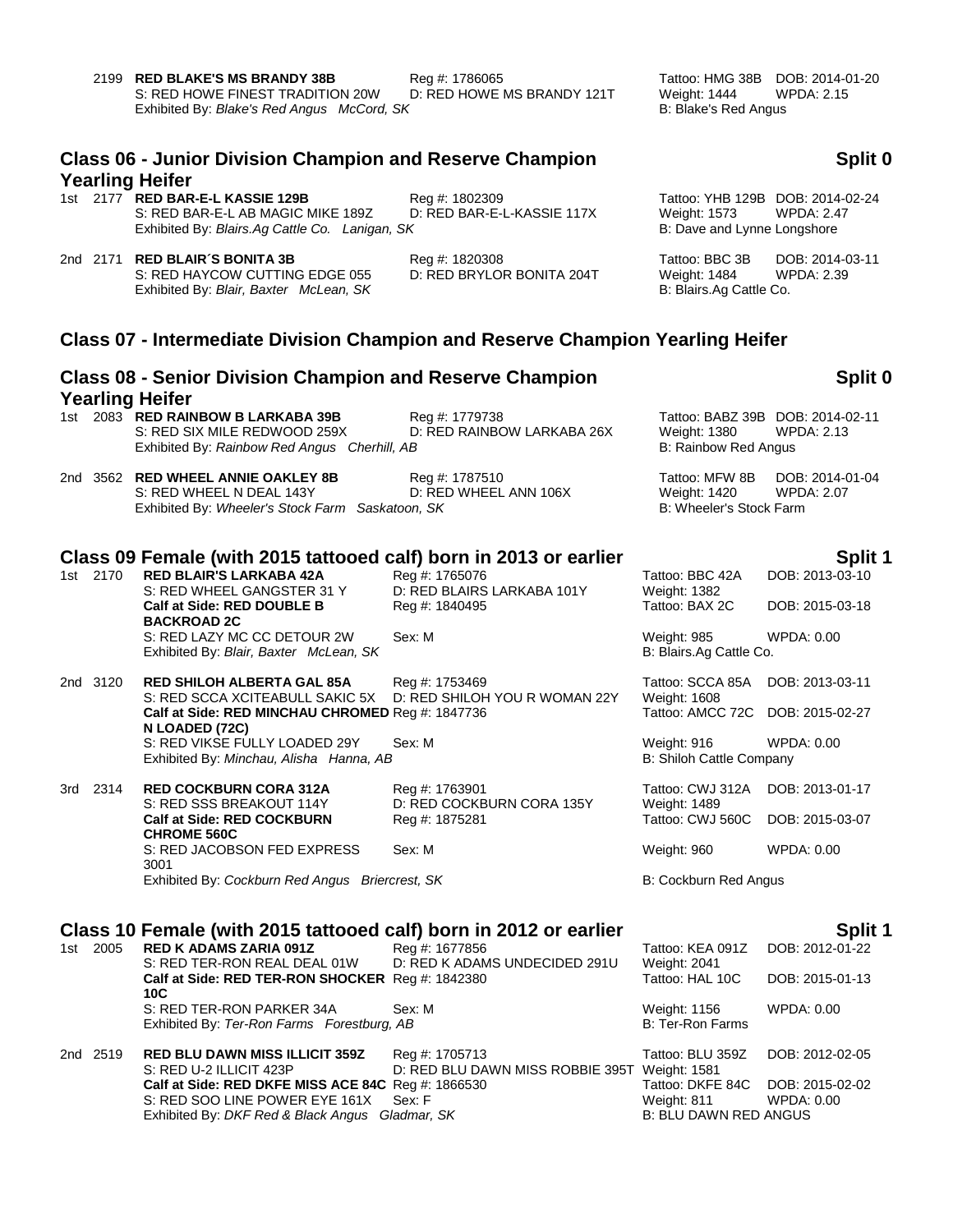2199 **RED BLAKE'S MS BRANDY 38B** Reg #: 1786065 Tattoo: HMG 38B DOB: 2014-01-20
S: RED HOWE FINEST TRADITION 20W D: RED HOWE MS BRANDY 121T Weight: 1444 WPDA: 2.15
Exhibited By: *Blake's Red Angus McCord, SK* B: Blake's Red Angus

## Class 06 - Junior Division Champion and Reserve Champion Yearling Heifer — Split 0

1st 2177 **RED BAR-E-L KASSIE 129B** Reg #: 1802309 Tattoo: YHB 129B DOB: 2014-02-24
S: RED BAR-E-L AB MAGIC MIKE 189Z D: RED BAR-E-L-KASSIE 117X Weight: 1573 WPDA: 2.47
Exhibited By: *Blairs.Ag Cattle Co. Lanigan, SK* B: Dave and Lynne Longshore

2nd 2171 **RED BLAIR´S BONITA 3B** Reg #: 1820308 Tattoo: BBC 3B DOB: 2014-03-11
S: RED HAYCOW CUTTING EDGE 055 D: RED BRYLOR BONITA 204T Weight: 1484 WPDA: 2.39
Exhibited By: *Blair, Baxter McLean, SK* B: Blairs.Ag Cattle Co.

## Class 07 - Intermediate Division Champion and Reserve Champion Yearling Heifer

## Class 08 - Senior Division Champion and Reserve Champion Yearling Heifer — Split 0

1st 2083 **RED RAINBOW B LARKABA 39B** Reg #: 1779738 Tattoo: BABZ 39B DOB: 2014-02-11
S: RED SIX MILE REDWOOD 259X D: RED RAINBOW LARKABA 26X Weight: 1380 WPDA: 2.13
Exhibited By: *Rainbow Red Angus Cherhill, AB* B: Rainbow Red Angus

2nd 3562 **RED WHEEL ANNIE OAKLEY 8B** Reg #: 1787510 Tattoo: MFW 8B DOB: 2014-01-04
S: RED WHEEL N DEAL 143Y D: RED WHEEL ANN 106X Weight: 1420 WPDA: 2.07
Exhibited By: *Wheeler's Stock Farm Saskatoon, SK* B: Wheeler's Stock Farm

## Class 09 Female (with 2015 tattooed calf) born in 2013 or earlier — Split 1

1st 2170 **RED BLAIR'S LARKABA 42A** Reg #: 1765076 Tattoo: BBC 42A DOB: 2013-03-10
S: RED WHEEL GANGSTER 31 Y D: RED BLAIRS LARKABA 101Y Weight: 1382
**Calf at Side: RED DOUBLE B BACKROAD 2C** Reg #: 1840495 Tattoo: BAX 2C DOB: 2015-03-18
S: RED LAZY MC CC DETOUR 2W Sex: M Weight: 985 WPDA: 0.00
Exhibited By: *Blair, Baxter McLean, SK* B: Blairs.Ag Cattle Co.

2nd 3120 **RED SHILOH ALBERTA GAL 85A** Reg #: 1753469 Tattoo: SCCA 85A DOB: 2013-03-11
S: RED SCCA XCITEABULL SAKIC 5X D: RED SHILOH YOU R WOMAN 22Y Weight: 1608
**Calf at Side: RED MINCHAU CHROMED N LOADED (72C)** Reg #: 1847736 Tattoo: AMCC 72C DOB: 2015-02-27
S: RED VIKSE FULLY LOADED 29Y Sex: M Weight: 916 WPDA: 0.00
Exhibited By: *Minchau, Alisha Hanna, AB* B: Shiloh Cattle Company

3rd 2314 **RED COCKBURN CORA 312A** Reg #: 1763901 Tattoo: CWJ 312A DOB: 2013-01-17
S: RED SSS BREAKOUT 114Y D: RED COCKBURN CORA 135Y Weight: 1489
**Calf at Side: RED COCKBURN CHROME 560C** Reg #: 1875281 Tattoo: CWJ 560C DOB: 2015-03-07
S: RED JACOBSON FED EXPRESS 3001 Sex: M Weight: 960 WPDA: 0.00
Exhibited By: *Cockburn Red Angus Briercrest, SK* B: Cockburn Red Angus

## Class 10 Female (with 2015 tattooed calf) born in 2012 or earlier — Split 1

1st 2005 **RED K ADAMS ZARIA 091Z** Reg #: 1677856 Tattoo: KEA 091Z DOB: 2012-01-22
S: RED TER-RON REAL DEAL 01W D: RED K ADAMS UNDECIDED 291U Weight: 2041
**Calf at Side: RED TER-RON SHOCKER 10C** Reg #: 1842380 Tattoo: HAL 10C DOB: 2015-01-13
S: RED TER-RON PARKER 34A Sex: M Weight: 1156 WPDA: 0.00
Exhibited By: *Ter-Ron Farms Forestburg, AB* B: Ter-Ron Farms

2nd 2519 **RED BLU DAWN MISS ILLICIT 359Z** Reg #: 1705713 Tattoo: BLU 359Z DOB: 2012-02-05
S: RED U-2 ILLICIT 423P D: RED BLU DAWN MISS ROBBIE 395T Weight: 1581
**Calf at Side: RED DKFE MISS ACE 84C** Reg #: 1866530 Tattoo: DKFE 84C DOB: 2015-02-02
S: RED SOO LINE POWER EYE 161X Sex: F Weight: 811 WPDA: 0.00
Exhibited By: *DKF Red & Black Angus Gladmar, SK* B: BLU DAWN RED ANGUS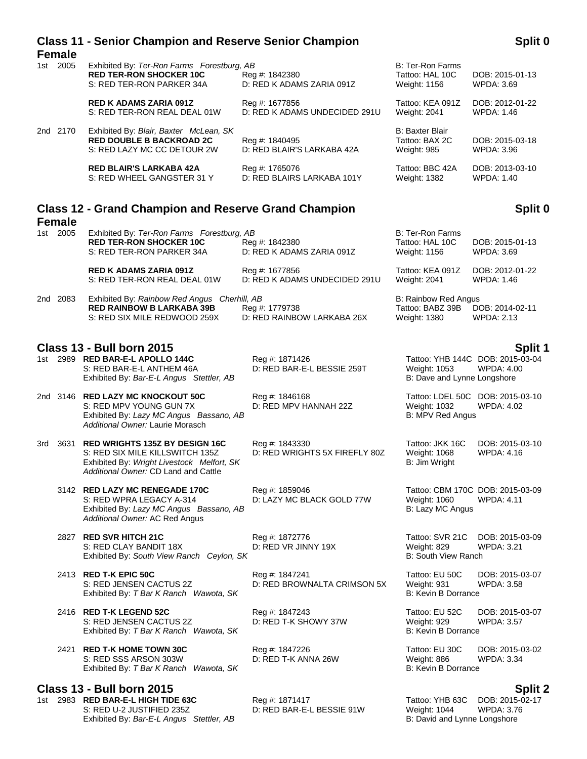## Class 11 - Senior Champion and Reserve Senior Champion Female

**Split 0**

1st 2005 Exhibited By: *Ter-Ron Farms Forestburg, AB* — B: Ter-Ron Farms

**RED TER-RON SHOCKER 10C** — Reg #: 1842380 — Tattoo: HAL 10C — DOB: 2015-01-13
S: RED TER-RON PARKER 34A — D: RED K ADAMS ZARIA 091Z — Weight: 1156 — WPDA: 3.69

**RED K ADAMS ZARIA 091Z** — Reg #: 1677856 — Tattoo: KEA 091Z — DOB: 2012-01-22
S: RED TER-RON REAL DEAL 01W — D: RED K ADAMS UNDECIDED 291U — Weight: 2041 — WPDA: 1.46

2nd 2170 Exhibited By: *Blair, Baxter McLean, SK* — B: Baxter Blair

**RED DOUBLE B BACKROAD 2C** — Reg #: 1840495 — Tattoo: BAX 2C — DOB: 2015-03-18
S: RED LAZY MC CC DETOUR 2W — D: RED BLAIR'S LARKABA 42A — Weight: 985 — WPDA: 3.96

**RED BLAIR'S LARKABA 42A** — Reg #: 1765076 — Tattoo: BBC 42A — DOB: 2013-03-10
S: RED WHEEL GANGSTER 31 Y — D: RED BLAIRS LARKABA 101Y — Weight: 1382 — WPDA: 1.40

## Class 12 - Grand Champion and Reserve Grand Champion Female

**Split 0**

1st 2005 Exhibited By: *Ter-Ron Farms Forestburg, AB* — B: Ter-Ron Farms

**RED TER-RON SHOCKER 10C** — Reg #: 1842380 — Tattoo: HAL 10C — DOB: 2015-01-13
S: RED TER-RON PARKER 34A — D: RED K ADAMS ZARIA 091Z — Weight: 1156 — WPDA: 3.69

**RED K ADAMS ZARIA 091Z** — Reg #: 1677856 — Tattoo: KEA 091Z — DOB: 2012-01-22
S: RED TER-RON REAL DEAL 01W — D: RED K ADAMS UNDECIDED 291U — Weight: 2041 — WPDA: 1.46

2nd 2083 Exhibited By: *Rainbow Red Angus Cherhill, AB* — B: Rainbow Red Angus

**RED RAINBOW B LARKABA 39B** — Reg #: 1779738 — Tattoo: BABZ 39B — DOB: 2014-02-11
S: RED SIX MILE REDWOOD 259X — D: RED RAINBOW LARKABA 26X — Weight: 1380 — WPDA: 2.13

## Class 13 - Bull born 2015

**Split 1**

1st 2989 **RED BAR-E-L APOLLO 144C** — Reg #: 1871426 — Tattoo: YHB 144C — DOB: 2015-03-04
S: RED BAR-E-L ANTHEM 46A — D: RED BAR-E-L BESSIE 259T — Weight: 1053 — WPDA: 4.00
Exhibited By: *Bar-E-L Angus Stettler, AB* — B: Dave and Lynne Longshore

2nd 3146 **RED LAZY MC KNOCKOUT 50C** — Reg #: 1846168 — Tattoo: LDEL 50C — DOB: 2015-03-10
S: RED MPV YOUNG GUN 7X — D: RED MPV HANNAH 22Z — Weight: 1032 — WPDA: 4.02
Exhibited By: *Lazy MC Angus Bassano, AB* — B: MPV Red Angus
*Additional Owner:* Laurie Morasch

3rd 3631 **RED WRIGHTS 135Z BY DESIGN 16C** — Reg #: 1843330 — Tattoo: JKK 16C — DOB: 2015-03-10
S: RED SIX MILE KILLSWITCH 135Z — D: RED WRIGHTS 5X FIREFLY 80Z — Weight: 1068 — WPDA: 4.16
Exhibited By: *Wright Livestock Melfort, SK* — B: Jim Wright
*Additional Owner:* CD Land and Cattle

3142 **RED LAZY MC RENEGADE 170C** — Reg #: 1859046 — Tattoo: CBM 170C — DOB: 2015-03-09
S: RED WPRA LEGACY A-314 — D: LAZY MC BLACK GOLD 77W — Weight: 1060 — WPDA: 4.11
Exhibited By: *Lazy MC Angus Bassano, AB* — B: Lazy MC Angus
*Additional Owner:* AC Red Angus

2827 **RED SVR HITCH 21C** — Reg #: 1872776 — Tattoo: SVR 21C — DOB: 2015-03-09
S: RED CLAY BANDIT 18X — D: RED VR JINNY 19X — Weight: 829 — WPDA: 3.21
Exhibited By: *South View Ranch Ceylon, SK* — B: South View Ranch

2413 **RED T-K EPIC 50C** — Reg #: 1847241 — Tattoo: EU 50C — DOB: 2015-03-07
S: RED JENSEN CACTUS 2Z — D: RED BROWNALTA CRIMSON 5X — Weight: 931 — WPDA: 3.58
Exhibited By: *T Bar K Ranch Wawota, SK* — B: Kevin B Dorrance

2416 **RED T-K LEGEND 52C** — Reg #: 1847243 — Tattoo: EU 52C — DOB: 2015-03-07
S: RED JENSEN CACTUS 2Z — D: RED T-K SHOWY 37W — Weight: 929 — WPDA: 3.57
Exhibited By: *T Bar K Ranch Wawota, SK* — B: Kevin B Dorrance

2421 **RED T-K HOME TOWN 30C** — Reg #: 1847226 — Tattoo: EU 30C — DOB: 2015-03-02
S: RED SSS ARSON 303W — D: RED T-K ANNA 26W — Weight: 886 — WPDA: 3.34
Exhibited By: *T Bar K Ranch Wawota, SK* — B: Kevin B Dorrance

## Class 13 - Bull born 2015

**Split 2**

1st 2983 **RED BAR-E-L HIGH TIDE 63C** — Reg #: 1871417 — Tattoo: YHB 63C — DOB: 2015-02-17
S: RED U-2 JUSTIFIED 235Z — D: RED BAR-E-L BESSIE 91W — Weight: 1044 — WPDA: 3.76
Exhibited By: *Bar-E-L Angus Stettler, AB* — B: David and Lynne Longshore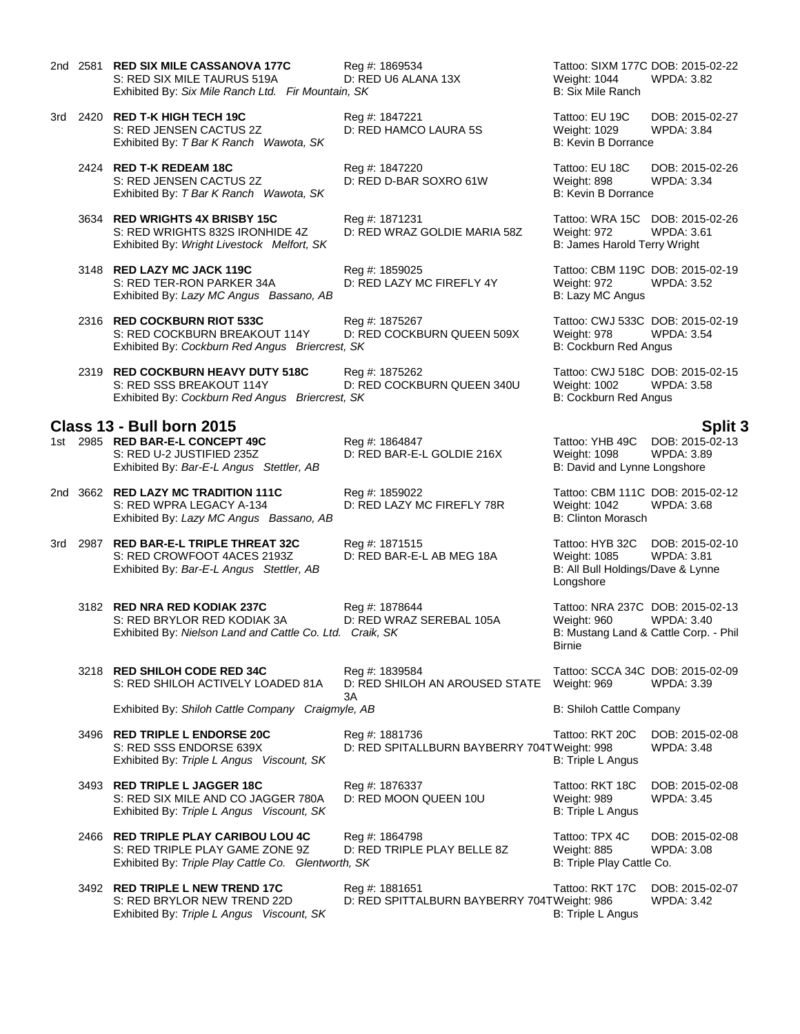2nd 2581 **RED SIX MILE CASSANOVA 177C** Reg #: 1869534 Tattoo: SIXM 177C DOB: 2015-02-22
S: RED SIX MILE TAURUS 519A D: RED U6 ALANA 13X Weight: 1044 WPDA: 3.82
Exhibited By: *Six Mile Ranch Ltd. Fir Mountain, SK* B: Six Mile Ranch

3rd 2420 **RED T-K HIGH TECH 19C** Reg #: 1847221 Tattoo: EU 19C DOB: 2015-02-27
S: RED JENSEN CACTUS 2Z D: RED HAMCO LAURA 5S Weight: 1029 WPDA: 3.84
Exhibited By: *T Bar K Ranch Wawota, SK* B: Kevin B Dorrance

2424 **RED T-K REDEAM 18C** Reg #: 1847220 Tattoo: EU 18C DOB: 2015-02-26
S: RED JENSEN CACTUS 2Z D: RED D-BAR SOXRO 61W Weight: 898 WPDA: 3.34
Exhibited By: *T Bar K Ranch Wawota, SK* B: Kevin B Dorrance

3634 **RED WRIGHTS 4X BRISBY 15C** Reg #: 1871231 Tattoo: WRA 15C DOB: 2015-02-26
S: RED WRIGHTS 832S IRONHIDE 4Z D: RED WRAZ GOLDIE MARIA 58Z Weight: 972 WPDA: 3.61
Exhibited By: *Wright Livestock Melfort, SK* B: James Harold Terry Wright

3148 **RED LAZY MC JACK 119C** Reg #: 1859025 Tattoo: CBM 119C DOB: 2015-02-19
S: RED TER-RON PARKER 34A D: RED LAZY MC FIREFLY 4Y Weight: 972 WPDA: 3.52
Exhibited By: *Lazy MC Angus Bassano, AB* B: Lazy MC Angus

2316 **RED COCKBURN RIOT 533C** Reg #: 1875267 Tattoo: CWJ 533C DOB: 2015-02-19
S: RED COCKBURN BREAKOUT 114Y D: RED COCKBURN QUEEN 509X Weight: 978 WPDA: 3.54
Exhibited By: *Cockburn Red Angus Briercrest, SK* B: Cockburn Red Angus

2319 **RED COCKBURN HEAVY DUTY 518C** Reg #: 1875262 Tattoo: CWJ 518C DOB: 2015-02-15
S: RED SSS BREAKOUT 114Y D: RED COCKBURN QUEEN 340U Weight: 1002 WPDA: 3.58
Exhibited By: *Cockburn Red Angus Briercrest, SK* B: Cockburn Red Angus

## Class 13 - Bull born 2015 — Split 3

1st 2985 **RED BAR-E-L CONCEPT 49C** Reg #: 1864847 Tattoo: YHB 49C DOB: 2015-02-13
S: RED U-2 JUSTIFIED 235Z D: RED BAR-E-L GOLDIE 216X Weight: 1098 WPDA: 3.89
Exhibited By: *Bar-E-L Angus Stettler, AB* B: David and Lynne Longshore

2nd 3662 **RED LAZY MC TRADITION 111C** Reg #: 1859022 Tattoo: CBM 111C DOB: 2015-02-12
S: RED WPRA LEGACY A-134 D: RED LAZY MC FIREFLY 78R Weight: 1042 WPDA: 3.68
Exhibited By: *Lazy MC Angus Bassano, AB* B: Clinton Morasch

3rd 2987 **RED BAR-E-L TRIPLE THREAT 32C** Reg #: 1871515 Tattoo: HYB 32C DOB: 2015-02-10
S: RED CROWFOOT 4ACES 2193Z D: RED BAR-E-L AB MEG 18A Weight: 1085 WPDA: 3.81
Exhibited By: *Bar-E-L Angus Stettler, AB* B: All Bull Holdings/Dave & Lynne Longshore

3182 **RED NRA RED KODIAK 237C** Reg #: 1878644 Tattoo: NRA 237C DOB: 2015-02-13
S: RED BRYLOR RED KODIAK 3A D: RED WRAZ SEREBAL 105A Weight: 960 WPDA: 3.40
Exhibited By: *Nielson Land and Cattle Co. Ltd. Craik, SK* B: Mustang Land & Cattle Corp. - Phil Birnie

3218 **RED SHILOH CODE RED 34C** Reg #: 1839584 Tattoo: SCCA 34C DOB: 2015-02-09
S: RED SHILOH ACTIVELY LOADED 81A D: RED SHILOH AN AROUSED STATE 3A Weight: 969 WPDA: 3.39
Exhibited By: *Shiloh Cattle Company Craigmyle, AB* B: Shiloh Cattle Company

3496 **RED TRIPLE L ENDORSE 20C** Reg #: 1881736 Tattoo: RKT 20C DOB: 2015-02-08
S: RED SSS ENDORSE 639X D: RED SPITALLBURN BAYBERRY 704T Weight: 998 WPDA: 3.48
Exhibited By: *Triple L Angus Viscount, SK* B: Triple L Angus

3493 **RED TRIPLE L JAGGER 18C** Reg #: 1876337 Tattoo: RKT 18C DOB: 2015-02-08
S: RED SIX MILE AND CO JAGGER 780A D: RED MOON QUEEN 10U Weight: 989 WPDA: 3.45
Exhibited By: *Triple L Angus Viscount, SK* B: Triple L Angus

2466 **RED TRIPLE PLAY CARIBOU LOU 4C** Reg #: 1864798 Tattoo: TPX 4C DOB: 2015-02-08
S: RED TRIPLE PLAY GAME ZONE 9Z D: RED TRIPLE PLAY BELLE 8Z Weight: 885 WPDA: 3.08
Exhibited By: *Triple Play Cattle Co. Glentworth, SK* B: Triple Play Cattle Co.

3492 **RED TRIPLE L NEW TREND 17C** Reg #: 1881651 Tattoo: RKT 17C DOB: 2015-02-07
S: RED BRYLOR NEW TREND 22D D: RED SPITTALBURN BAYBERRY 704T Weight: 986 WPDA: 3.42
Exhibited By: *Triple L Angus Viscount, SK* B: Triple L Angus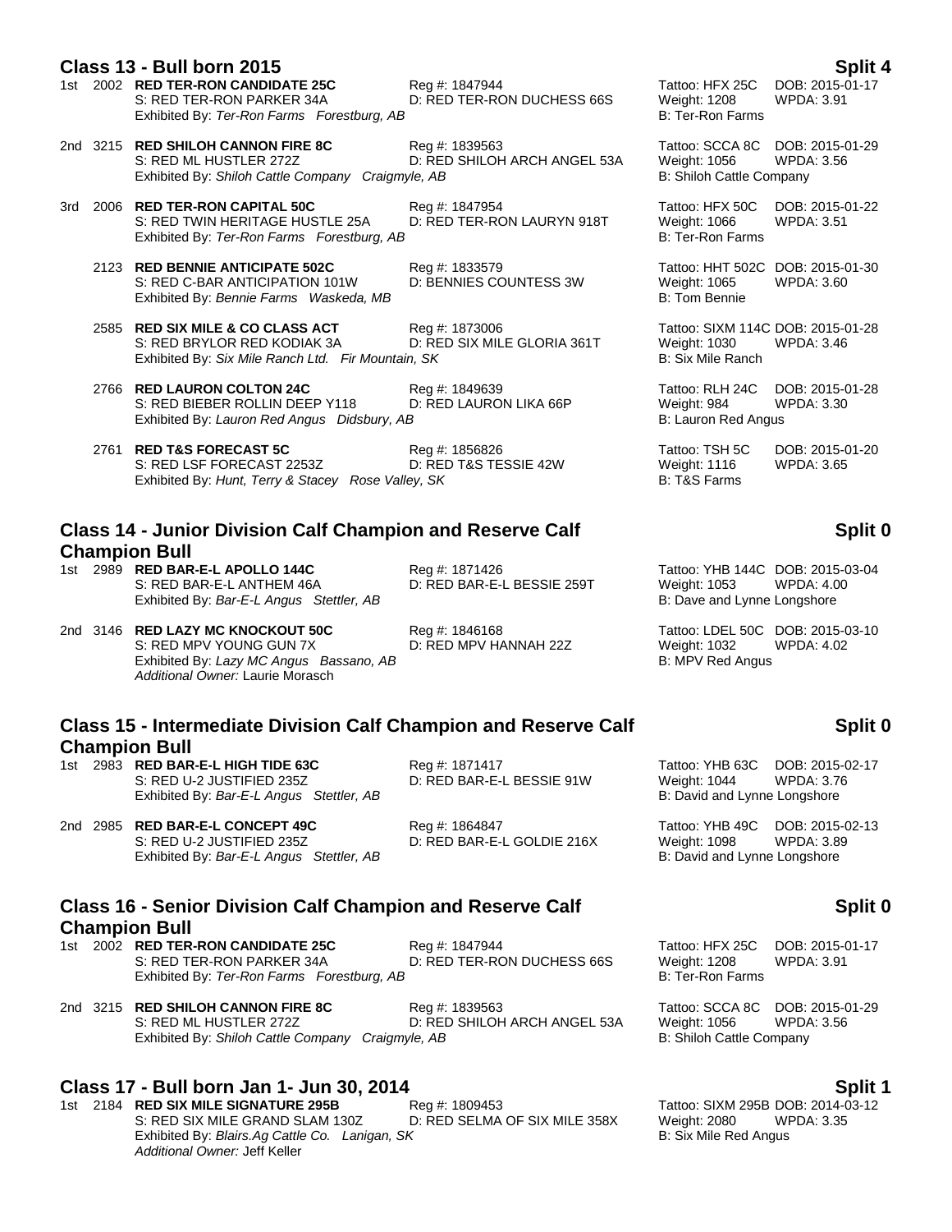## Class 13 - Bull born 2015

**Split 4**

1st 2002 **RED TER-RON CANDIDATE 25C** Reg #: 1847944 Tattoo: HFX 25C DOB: 2015-01-17
S: RED TER-RON PARKER 34A D: RED TER-RON DUCHESS 66S Weight: 1208 WPDA: 3.91
Exhibited By: *Ter-Ron Farms Forestburg, AB* B: Ter-Ron Farms

2nd 3215 **RED SHILOH CANNON FIRE 8C** Reg #: 1839563 Tattoo: SCCA 8C DOB: 2015-01-29
S: RED ML HUSTLER 272Z D: RED SHILOH ARCH ANGEL 53A Weight: 1056 WPDA: 3.56
Exhibited By: *Shiloh Cattle Company Craigmyle, AB* B: Shiloh Cattle Company

3rd 2006 **RED TER-RON CAPITAL 50C** Reg #: 1847954 Tattoo: HFX 50C DOB: 2015-01-22
S: RED TWIN HERITAGE HUSTLE 25A D: RED TER-RON LAURYN 918T Weight: 1066 WPDA: 3.51
Exhibited By: *Ter-Ron Farms Forestburg, AB* B: Ter-Ron Farms

2123 **RED BENNIE ANTICIPATE 502C** Reg #: 1833579 Tattoo: HHT 502C DOB: 2015-01-30
S: RED C-BAR ANTICIPATION 101W D: BENNIES COUNTESS 3W Weight: 1065 WPDA: 3.60
Exhibited By: *Bennie Farms Waskeda, MB* B: Tom Bennie

2585 **RED SIX MILE & CO CLASS ACT** Reg #: 1873006 Tattoo: SIXM 114C DOB: 2015-01-28
S: RED BRYLOR RED KODIAK 3A D: RED SIX MILE GLORIA 361T Weight: 1030 WPDA: 3.46
Exhibited By: *Six Mile Ranch Ltd. Fir Mountain, SK* B: Six Mile Ranch

2766 **RED LAURON COLTON 24C** Reg #: 1849639 Tattoo: RLH 24C DOB: 2015-01-28
S: RED BIEBER ROLLIN DEEP Y118 D: RED LAURON LIKA 66P Weight: 984 WPDA: 3.30
Exhibited By: *Lauron Red Angus Didsbury, AB* B: Lauron Red Angus

2761 **RED T&S FORECAST 5C** Reg #: 1856826 Tattoo: TSH 5C DOB: 2015-01-20
S: RED LSF FORECAST 2253Z D: RED T&S TESSIE 42W Weight: 1116 WPDA: 3.65
Exhibited By: *Hunt, Terry & Stacey Rose Valley, SK* B: T&S Farms

## Class 14 - Junior Division Calf Champion and Reserve Calf Champion Bull

**Split 0**

1st 2989 **RED BAR-E-L APOLLO 144C** Reg #: 1871426 Tattoo: YHB 144C DOB: 2015-03-04
S: RED BAR-E-L ANTHEM 46A D: RED BAR-E-L BESSIE 259T Weight: 1053 WPDA: 4.00
Exhibited By: *Bar-E-L Angus Stettler, AB* B: Dave and Lynne Longshore

2nd 3146 **RED LAZY MC KNOCKOUT 50C** Reg #: 1846168 Tattoo: LDEL 50C DOB: 2015-03-10
S: RED MPV YOUNG GUN 7X D: RED MPV HANNAH 22Z Weight: 1032 WPDA: 4.02
Exhibited By: *Lazy MC Angus Bassano, AB* B: MPV Red Angus
*Additional Owner:* Laurie Morasch

## Class 15 - Intermediate Division Calf Champion and Reserve Calf Champion Bull

**Split 0**

1st 2983 **RED BAR-E-L HIGH TIDE 63C** Reg #: 1871417 Tattoo: YHB 63C DOB: 2015-02-17
S: RED U-2 JUSTIFIED 235Z D: RED BAR-E-L BESSIE 91W Weight: 1044 WPDA: 3.76
Exhibited By: *Bar-E-L Angus Stettler, AB* B: David and Lynne Longshore

2nd 2985 **RED BAR-E-L CONCEPT 49C** Reg #: 1864847 Tattoo: YHB 49C DOB: 2015-02-13
S: RED U-2 JUSTIFIED 235Z D: RED BAR-E-L GOLDIE 216X Weight: 1098 WPDA: 3.89
Exhibited By: *Bar-E-L Angus Stettler, AB* B: David and Lynne Longshore

## Class 16 - Senior Division Calf Champion and Reserve Calf Champion Bull

**Split 0**

1st 2002 **RED TER-RON CANDIDATE 25C** Reg #: 1847944 Tattoo: HFX 25C DOB: 2015-01-17
S: RED TER-RON PARKER 34A D: RED TER-RON DUCHESS 66S Weight: 1208 WPDA: 3.91
Exhibited By: *Ter-Ron Farms Forestburg, AB* B: Ter-Ron Farms

2nd 3215 **RED SHILOH CANNON FIRE 8C** Reg #: 1839563 Tattoo: SCCA 8C DOB: 2015-01-29
S: RED ML HUSTLER 272Z D: RED SHILOH ARCH ANGEL 53A Weight: 1056 WPDA: 3.56
Exhibited By: *Shiloh Cattle Company Craigmyle, AB* B: Shiloh Cattle Company

## Class 17 - Bull born Jan 1- Jun 30, 2014

**Split 1**

1st 2184 **RED SIX MILE SIGNATURE 295B** Reg #: 1809453 Tattoo: SIXM 295B DOB: 2014-03-12
S: RED SIX MILE GRAND SLAM 130Z D: RED SELMA OF SIX MILE 358X Weight: 2080 WPDA: 3.35
Exhibited By: *Blairs.Ag Cattle Co. Lanigan, SK* B: Six Mile Red Angus
*Additional Owner:* Jeff Keller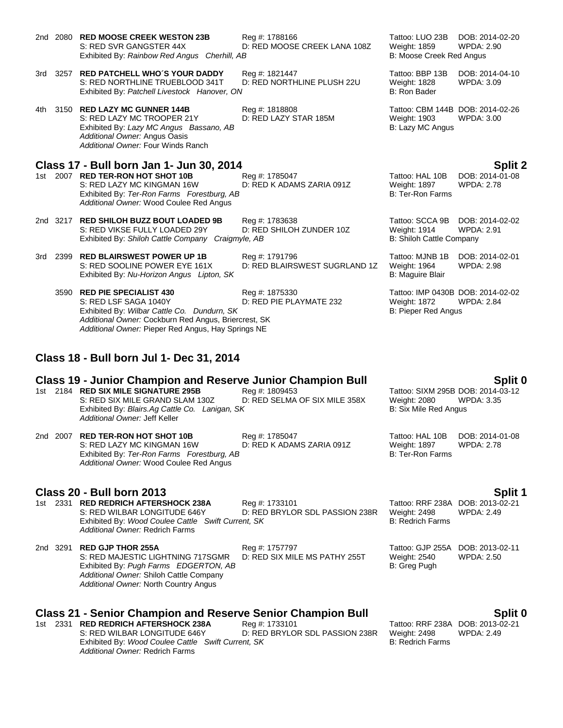2nd 2080 **RED MOOSE CREEK WESTON 23B** Reg #: 1788166 Tattoo: LUO 23B DOB: 2014-02-20
S: RED SVR GANGSTER 44X D: RED MOOSE CREEK LANA 108Z Weight: 1859 WPDA: 2.90
Exhibited By: *Rainbow Red Angus Cherhill, AB* B: Moose Creek Red Angus

3rd 3257 **RED PATCHELL WHO´S YOUR DADDY** Reg #: 1821447 Tattoo: BBP 13B DOB: 2014-04-10
S: RED NORTHLINE TRUEBLOOD 341T D: RED NORTHLINE PLUSH 22U Weight: 1828 WPDA: 3.09
Exhibited By: *Patchell Livestock Hanover, ON* B: Ron Bader

4th 3150 **RED LAZY MC GUNNER 144B** Reg #: 1818808 Tattoo: CBM 144B DOB: 2014-02-26
S: RED LAZY MC TROOPER 21Y D: RED LAZY STAR 185M Weight: 1903 WPDA: 3.00
Exhibited By: *Lazy MC Angus Bassano, AB* B: Lazy MC Angus
*Additional Owner:* Angus Oasis
*Additional Owner:* Four Winds Ranch

## Class 17 - Bull born Jan 1- Jun 30, 2014 — Split 2

1st 2007 **RED TER-RON HOT SHOT 10B** Reg #: 1785047 Tattoo: HAL 10B DOB: 2014-01-08
S: RED LAZY MC KINGMAN 16W D: RED K ADAMS ZARIA 091Z Weight: 1897 WPDA: 2.78
Exhibited By: *Ter-Ron Farms Forestburg, AB* B: Ter-Ron Farms
*Additional Owner:* Wood Coulee Red Angus

2nd 3217 **RED SHILOH BUZZ BOUT LOADED 9B** Reg #: 1783638 Tattoo: SCCA 9B DOB: 2014-02-02
S: RED VIKSE FULLY LOADED 29Y D: RED SHILOH ZUNDER 10Z Weight: 1914 WPDA: 2.91
Exhibited By: *Shiloh Cattle Company Craigmyle, AB* B: Shiloh Cattle Company

3rd 2399 **RED BLAIRSWEST POWER UP 1B** Reg #: 1791796 Tattoo: MJNB 1B DOB: 2014-02-01
S: RED SOOLINE POWER EYE 161X D: RED BLAIRSWEST SUGRLAND 1Z Weight: 1964 WPDA: 2.98
Exhibited By: *Nu-Horizon Angus Lipton, SK* B: Maguire Blair

3590 **RED PIE SPECIALIST 430** Reg #: 1875330 Tattoo: IMP 0430B DOB: 2014-02-02
S: RED LSF SAGA 1040Y D: RED PIE PLAYMATE 232 Weight: 1872 WPDA: 2.84
Exhibited By: *Wilbar Cattle Co. Dundurn, SK* B: Pieper Red Angus
*Additional Owner:* Cockburn Red Angus, Briercrest, SK
*Additional Owner:* Pieper Red Angus, Hay Springs NE

## Class 18 - Bull born Jul 1- Dec 31, 2014

## Class 19 - Junior Champion and Reserve Junior Champion Bull — Split 0

1st 2184 **RED SIX MILE SIGNATURE 295B** Reg #: 1809453 Tattoo: SIXM 295B DOB: 2014-03-12
S: RED SIX MILE GRAND SLAM 130Z D: RED SELMA OF SIX MILE 358X Weight: 2080 WPDA: 3.35
Exhibited By: *Blairs.Ag Cattle Co. Lanigan, SK* B: Six Mile Red Angus
*Additional Owner:* Jeff Keller

2nd 2007 **RED TER-RON HOT SHOT 10B** Reg #: 1785047 Tattoo: HAL 10B DOB: 2014-01-08
S: RED LAZY MC KINGMAN 16W D: RED K ADAMS ZARIA 091Z Weight: 1897 WPDA: 2.78
Exhibited By: *Ter-Ron Farms Forestburg, AB* B: Ter-Ron Farms
*Additional Owner:* Wood Coulee Red Angus

## Class 20 - Bull born 2013 — Split 1

1st 2331 **RED REDRICH AFTERSHOCK 238A** Reg #: 1733101 Tattoo: RRF 238A DOB: 2013-02-21
S: RED WILBAR LONGITUDE 646Y D: RED BRYLOR SDL PASSION 238R Weight: 2498 WPDA: 2.49
Exhibited By: *Wood Coulee Cattle Swift Current, SK* B: Redrich Farms
*Additional Owner:* Redrich Farms

2nd 3291 **RED GJP THOR 255A** Reg #: 1757797 Tattoo: GJP 255A DOB: 2013-02-11
S: RED MAJESTIC LIGHTNING 717SGMR D: RED SIX MILE MS PATHY 255T Weight: 2540 WPDA: 2.50
Exhibited By: *Pugh Farms EDGERTON, AB* B: Greg Pugh
*Additional Owner:* Shiloh Cattle Company
*Additional Owner:* North Country Angus

## Class 21 - Senior Champion and Reserve Senior Champion Bull — Split 0

1st 2331 **RED REDRICH AFTERSHOCK 238A** Reg #: 1733101 Tattoo: RRF 238A DOB: 2013-02-21
S: RED WILBAR LONGITUDE 646Y D: RED BRYLOR SDL PASSION 238R Weight: 2498 WPDA: 2.49
Exhibited By: *Wood Coulee Cattle Swift Current, SK* B: Redrich Farms
*Additional Owner:* Redrich Farms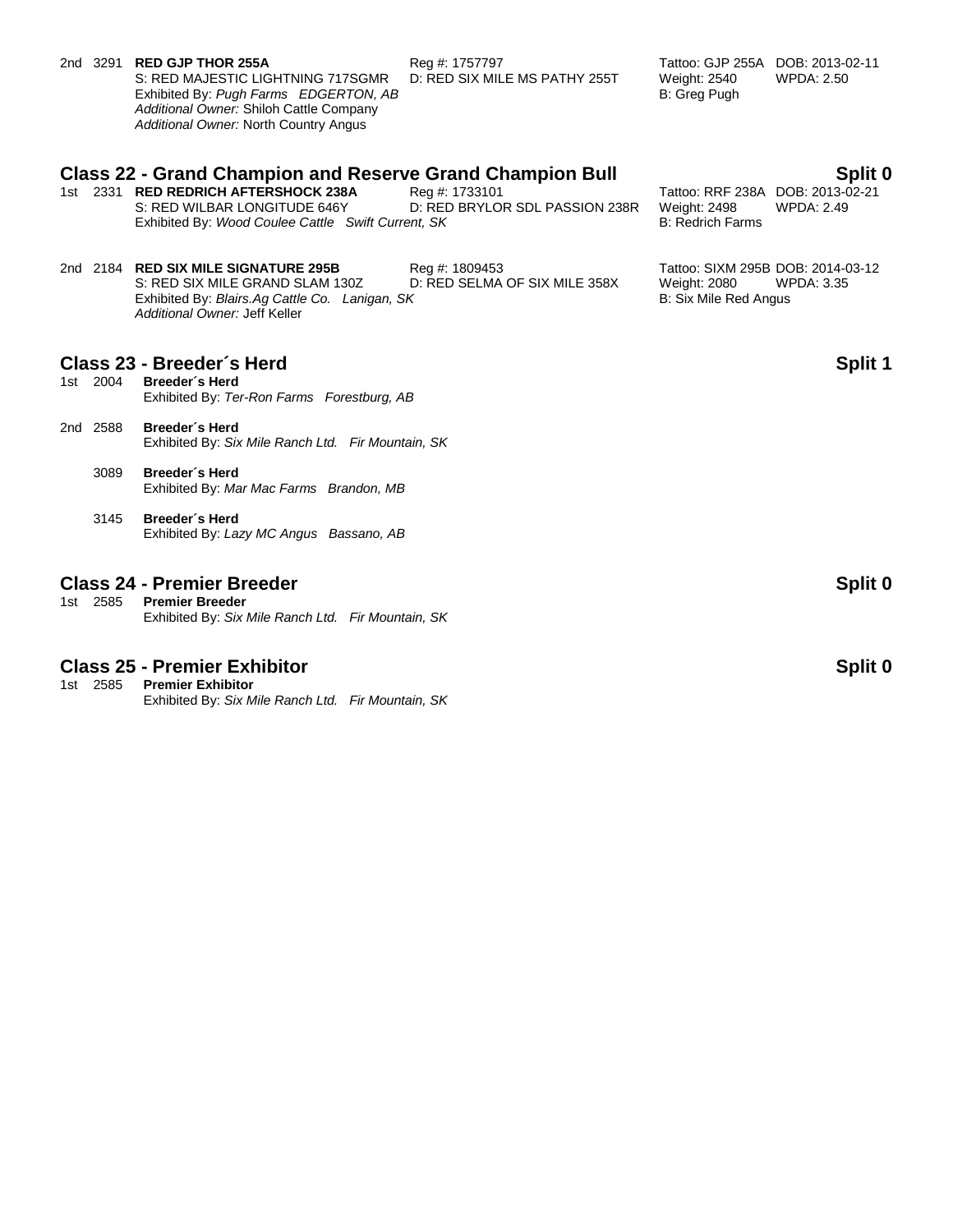2nd 3291 **RED GJP THOR 255A** Reg #: 1757797 Tattoo: GJP 255A DOB: 2013-02-11
S: RED MAJESTIC LIGHTNING 717SGMR D: RED SIX MILE MS PATHY 255T Weight: 2540 WPDA: 2.50
Exhibited By: *Pugh Farms EDGERTON, AB* B: Greg Pugh
*Additional Owner:* Shiloh Cattle Company
*Additional Owner:* North Country Angus

## Class 22 - Grand Champion and Reserve Grand Champion Bull — Split 0

1st 2331 **RED REDRICH AFTERSHOCK 238A** Reg #: 1733101 Tattoo: RRF 238A DOB: 2013-02-21
S: RED WILBAR LONGITUDE 646Y D: RED BRYLOR SDL PASSION 238R Weight: 2498 WPDA: 2.49
Exhibited By: *Wood Coulee Cattle Swift Current, SK* B: Redrich Farms

2nd 2184 **RED SIX MILE SIGNATURE 295B** Reg #: 1809453 Tattoo: SIXM 295B DOB: 2014-03-12
S: RED SIX MILE GRAND SLAM 130Z D: RED SELMA OF SIX MILE 358X Weight: 2080 WPDA: 3.35
Exhibited By: *Blairs.Ag Cattle Co. Lanigan, SK* B: Six Mile Red Angus
*Additional Owner:* Jeff Keller

## Class 23 - Breeder´s Herd — Split 1

1st 2004 **Breeder´s Herd**
Exhibited By: *Ter-Ron Farms Forestburg, AB*

2nd 2588 **Breeder´s Herd**
Exhibited By: *Six Mile Ranch Ltd. Fir Mountain, SK*

3089 **Breeder´s Herd**
Exhibited By: *Mar Mac Farms Brandon, MB*

3145 **Breeder´s Herd**
Exhibited By: *Lazy MC Angus Bassano, AB*

## Class 24 - Premier Breeder — Split 0

1st 2585 **Premier Breeder**
Exhibited By: *Six Mile Ranch Ltd. Fir Mountain, SK*

## Class 25 - Premier Exhibitor — Split 0

1st 2585 **Premier Exhibitor**
Exhibited By: *Six Mile Ranch Ltd. Fir Mountain, SK*